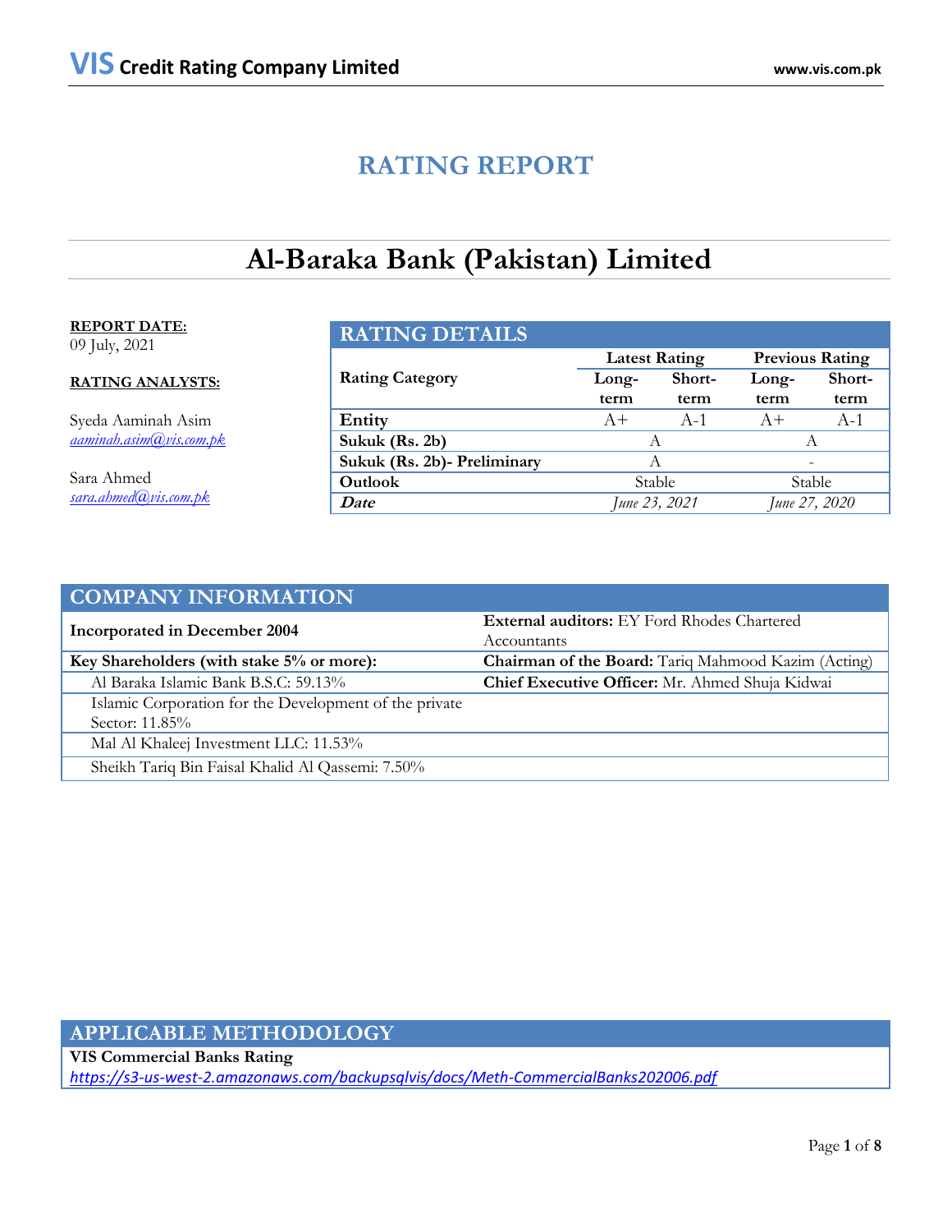# RATING REPORT

# Al-Baraka Bank (Pakistan) Limited

**REPORT DATE:**
09 July, 2021

**RATING ANALYSTS:**

Syeda Aaminah Asim
*aaminah.asim@vis.com.pk*

Sara Ahmed
*sara.ahmed@vis.com.pk*

## RATING DETAILS

| Rating Category | Latest Rating | | Previous Rating | |
|---|---|---|---|---|
| | Long-term | Short-term | Long-term | Short-term |
| **Entity** | A+ | A-1 | A+ | A-1 |
| **Sukuk (Rs. 2b)** | A | | A | |
| **Sukuk (Rs. 2b)- Preliminary** | A | | - | |
| **Outlook** | Stable | | Stable | |
| ***Date*** | *June 23, 2021* | | *June 27, 2020* | |

## COMPANY INFORMATION

| | |
|---|---|
| **Incorporated in December 2004** | **External auditors:** EY Ford Rhodes Chartered Accountants |
| **Key Shareholders (with stake 5% or more):** | **Chairman of the Board:** Tariq Mahmood Kazim (Acting) |
| Al Baraka Islamic Bank B.S.C: 59.13% | **Chief Executive Officer:** Mr. Ahmed Shuja Kidwai |
| Islamic Corporation for the Development of the private Sector: 11.85% | |
| Mal Al Khaleej Investment LLC: 11.53% | |
| Sheikh Tariq Bin Faisal Khalid Al Qassemi: 7.50% | |

## APPLICABLE METHODOLOGY

**VIS Commercial Banks Rating**
*https://s3-us-west-2.amazonaws.com/backupsqlvis/docs/Meth-CommercialBanks202006.pdf*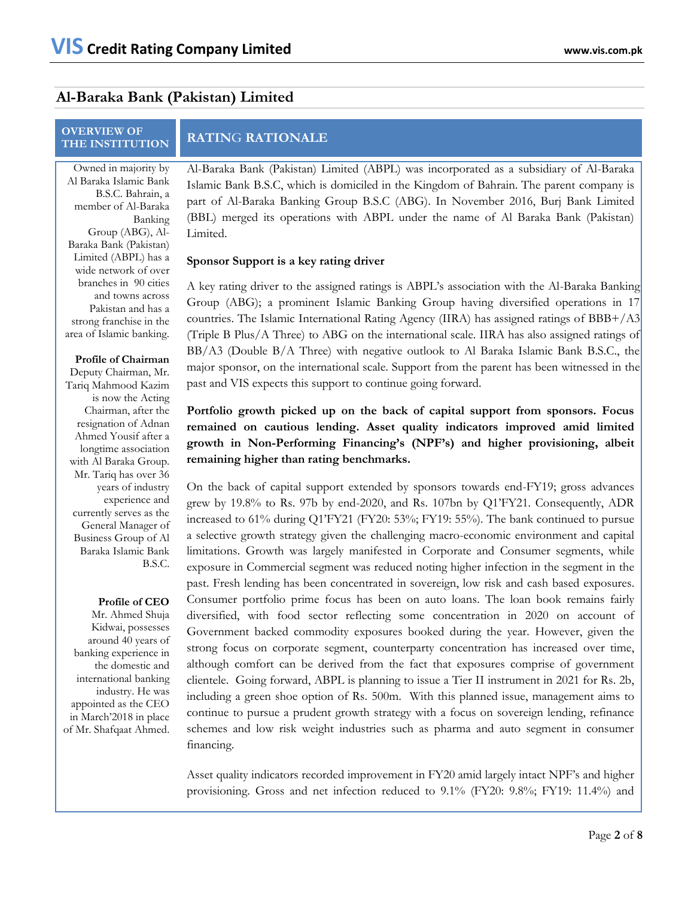## Al-Baraka Bank (Pakistan) Limited

### OVERVIEW OF THE INSTITUTION

Owned in majority by Al Baraka Islamic Bank B.S.C. Bahrain, a member of Al-Baraka Banking Group (ABG), Al-Baraka Bank (Pakistan) Limited (ABPL) has a wide network of over branches in 90 cities and towns across Pakistan and has a strong franchise in the area of Islamic banking.

**Profile of Chairman**

Deputy Chairman, Mr. Tariq Mahmood Kazim is now the Acting Chairman, after the resignation of Adnan Ahmed Yousif after a longtime association with Al Baraka Group. Mr. Tariq has over 36 years of industry experience and currently serves as the General Manager of Business Group of Al Baraka Islamic Bank B.S.C.

**Profile of CEO**

Mr. Ahmed Shuja Kidwai, possesses around 40 years of banking experience in the domestic and international banking industry. He was appointed as the CEO in March'2018 in place of Mr. Shafqaat Ahmed.

### RATING RATIONALE

Al-Baraka Bank (Pakistan) Limited (ABPL) was incorporated as a subsidiary of Al-Baraka Islamic Bank B.S.C, which is domiciled in the Kingdom of Bahrain. The parent company is part of Al-Baraka Banking Group B.S.C (ABG). In November 2016, Burj Bank Limited (BBL) merged its operations with ABPL under the name of Al Baraka Bank (Pakistan) Limited.

**Sponsor Support is a key rating driver**

A key rating driver to the assigned ratings is ABPL's association with the Al-Baraka Banking Group (ABG); a prominent Islamic Banking Group having diversified operations in 17 countries. The Islamic International Rating Agency (IIRA) has assigned ratings of BBB+/A3 (Triple B Plus/A Three) to ABG on the international scale. IIRA has also assigned ratings of BB/A3 (Double B/A Three) with negative outlook to Al Baraka Islamic Bank B.S.C., the major sponsor, on the international scale. Support from the parent has been witnessed in the past and VIS expects this support to continue going forward.

**Portfolio growth picked up on the back of capital support from sponsors. Focus remained on cautious lending. Asset quality indicators improved amid limited growth in Non-Performing Financing's (NPF's) and higher provisioning, albeit remaining higher than rating benchmarks.**

On the back of capital support extended by sponsors towards end-FY19; gross advances grew by 19.8% to Rs. 97b by end-2020, and Rs. 107bn by Q1'FY21. Consequently, ADR increased to 61% during Q1'FY21 (FY20: 53%; FY19: 55%). The bank continued to pursue a selective growth strategy given the challenging macro-economic environment and capital limitations. Growth was largely manifested in Corporate and Consumer segments, while exposure in Commercial segment was reduced noting higher infection in the segment in the past. Fresh lending has been concentrated in sovereign, low risk and cash based exposures. Consumer portfolio prime focus has been on auto loans. The loan book remains fairly diversified, with food sector reflecting some concentration in 2020 on account of Government backed commodity exposures booked during the year. However, given the strong focus on corporate segment, counterparty concentration has increased over time, although comfort can be derived from the fact that exposures comprise of government clientele. Going forward, ABPL is planning to issue a Tier II instrument in 2021 for Rs. 2b, including a green shoe option of Rs. 500m. With this planned issue, management aims to continue to pursue a prudent growth strategy with a focus on sovereign lending, refinance schemes and low risk weight industries such as pharma and auto segment in consumer financing.

Asset quality indicators recorded improvement in FY20 amid largely intact NPF's and higher provisioning. Gross and net infection reduced to 9.1% (FY20: 9.8%; FY19: 11.4%) and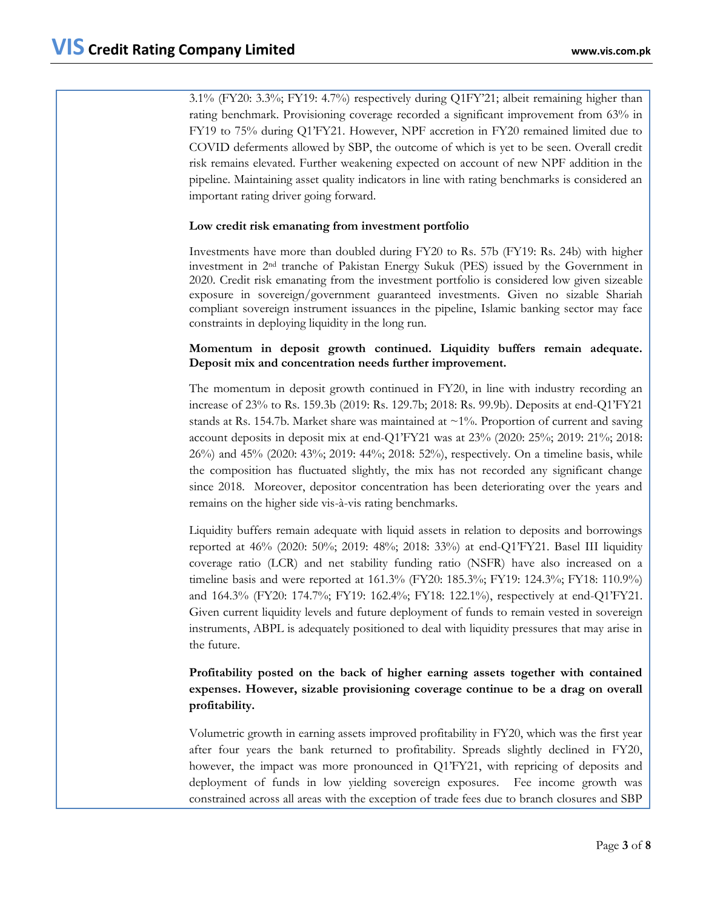3.1% (FY20: 3.3%; FY19: 4.7%) respectively during Q1FY'21; albeit remaining higher than rating benchmark. Provisioning coverage recorded a significant improvement from 63% in FY19 to 75% during Q1'FY21. However, NPF accretion in FY20 remained limited due to COVID deferments allowed by SBP, the outcome of which is yet to be seen. Overall credit risk remains elevated. Further weakening expected on account of new NPF addition in the pipeline. Maintaining asset quality indicators in line with rating benchmarks is considered an important rating driver going forward.

**Low credit risk emanating from investment portfolio**

Investments have more than doubled during FY20 to Rs. 57b (FY19: Rs. 24b) with higher investment in 2nd tranche of Pakistan Energy Sukuk (PES) issued by the Government in 2020. Credit risk emanating from the investment portfolio is considered low given sizeable exposure in sovereign/government guaranteed investments. Given no sizable Shariah compliant sovereign instrument issuances in the pipeline, Islamic banking sector may face constraints in deploying liquidity in the long run.

**Momentum in deposit growth continued. Liquidity buffers remain adequate. Deposit mix and concentration needs further improvement.**

The momentum in deposit growth continued in FY20, in line with industry recording an increase of 23% to Rs. 159.3b (2019: Rs. 129.7b; 2018: Rs. 99.9b). Deposits at end-Q1'FY21 stands at Rs. 154.7b. Market share was maintained at ~1%. Proportion of current and saving account deposits in deposit mix at end-Q1'FY21 was at 23% (2020: 25%; 2019: 21%; 2018: 26%) and 45% (2020: 43%; 2019: 44%; 2018: 52%), respectively. On a timeline basis, while the composition has fluctuated slightly, the mix has not recorded any significant change since 2018. Moreover, depositor concentration has been deteriorating over the years and remains on the higher side vis-à-vis rating benchmarks.

Liquidity buffers remain adequate with liquid assets in relation to deposits and borrowings reported at 46% (2020: 50%; 2019: 48%; 2018: 33%) at end-Q1'FY21. Basel III liquidity coverage ratio (LCR) and net stability funding ratio (NSFR) have also increased on a timeline basis and were reported at 161.3% (FY20: 185.3%; FY19: 124.3%; FY18: 110.9%) and 164.3% (FY20: 174.7%; FY19: 162.4%; FY18: 122.1%), respectively at end-Q1'FY21. Given current liquidity levels and future deployment of funds to remain vested in sovereign instruments, ABPL is adequately positioned to deal with liquidity pressures that may arise in the future.

**Profitability posted on the back of higher earning assets together with contained expenses. However, sizable provisioning coverage continue to be a drag on overall profitability.**

Volumetric growth in earning assets improved profitability in FY20, which was the first year after four years the bank returned to profitability. Spreads slightly declined in FY20, however, the impact was more pronounced in Q1'FY21, with repricing of deposits and deployment of funds in low yielding sovereign exposures. Fee income growth was constrained across all areas with the exception of trade fees due to branch closures and SBP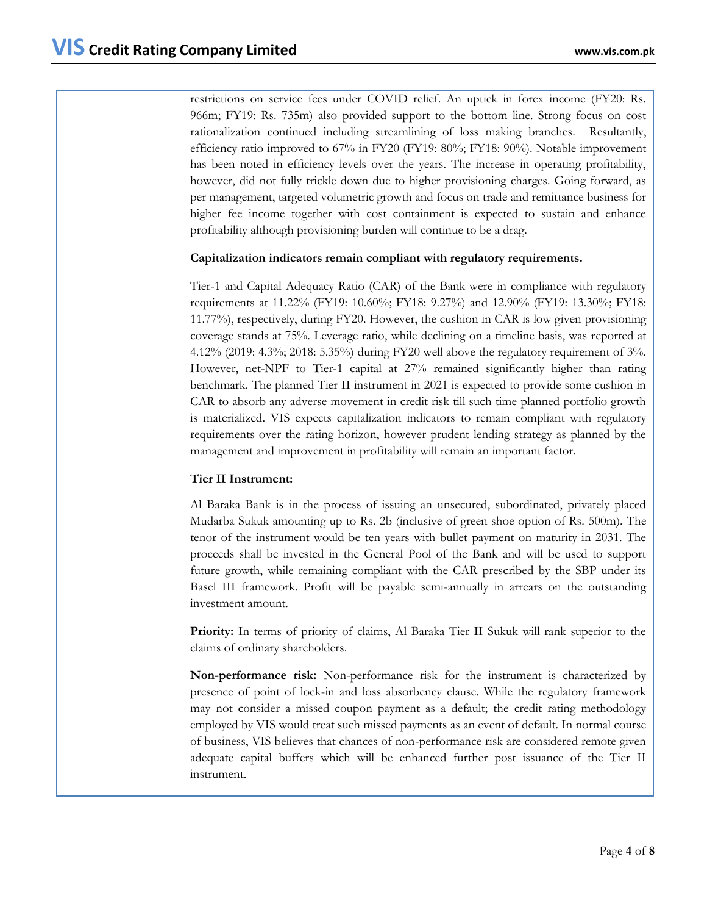restrictions on service fees under COVID relief. An uptick in forex income (FY20: Rs. 966m; FY19: Rs. 735m) also provided support to the bottom line. Strong focus on cost rationalization continued including streamlining of loss making branches. Resultantly, efficiency ratio improved to 67% in FY20 (FY19: 80%; FY18: 90%). Notable improvement has been noted in efficiency levels over the years. The increase in operating profitability, however, did not fully trickle down due to higher provisioning charges. Going forward, as per management, targeted volumetric growth and focus on trade and remittance business for higher fee income together with cost containment is expected to sustain and enhance profitability although provisioning burden will continue to be a drag.

**Capitalization indicators remain compliant with regulatory requirements.**

Tier-1 and Capital Adequacy Ratio (CAR) of the Bank were in compliance with regulatory requirements at 11.22% (FY19: 10.60%; FY18: 9.27%) and 12.90% (FY19: 13.30%; FY18: 11.77%), respectively, during FY20. However, the cushion in CAR is low given provisioning coverage stands at 75%. Leverage ratio, while declining on a timeline basis, was reported at 4.12% (2019: 4.3%; 2018: 5.35%) during FY20 well above the regulatory requirement of 3%. However, net-NPF to Tier-1 capital at 27% remained significantly higher than rating benchmark. The planned Tier II instrument in 2021 is expected to provide some cushion in CAR to absorb any adverse movement in credit risk till such time planned portfolio growth is materialized. VIS expects capitalization indicators to remain compliant with regulatory requirements over the rating horizon, however prudent lending strategy as planned by the management and improvement in profitability will remain an important factor.

**Tier II Instrument:**

Al Baraka Bank is in the process of issuing an unsecured, subordinated, privately placed Mudarba Sukuk amounting up to Rs. 2b (inclusive of green shoe option of Rs. 500m). The tenor of the instrument would be ten years with bullet payment on maturity in 2031. The proceeds shall be invested in the General Pool of the Bank and will be used to support future growth, while remaining compliant with the CAR prescribed by the SBP under its Basel III framework. Profit will be payable semi-annually in arrears on the outstanding investment amount.

**Priority:** In terms of priority of claims, Al Baraka Tier II Sukuk will rank superior to the claims of ordinary shareholders.

**Non-performance risk:** Non-performance risk for the instrument is characterized by presence of point of lock-in and loss absorbency clause. While the regulatory framework may not consider a missed coupon payment as a default; the credit rating methodology employed by VIS would treat such missed payments as an event of default. In normal course of business, VIS believes that chances of non-performance risk are considered remote given adequate capital buffers which will be enhanced further post issuance of the Tier II instrument.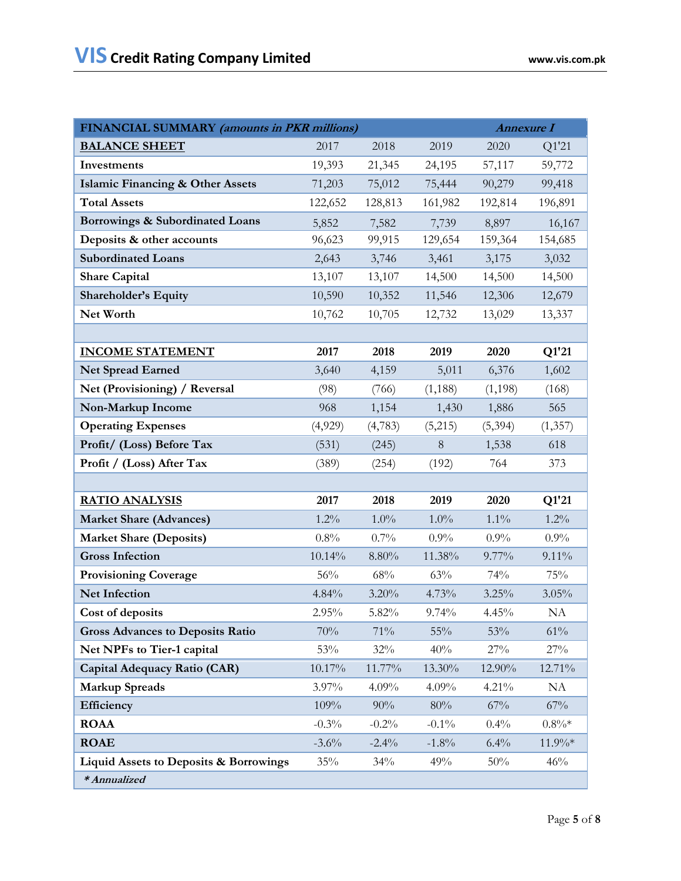| FINANCIAL SUMMARY *(amounts in PKR millions)* | | | | | *Annexure I* |
|---|---|---|---|---|---|
| **BALANCE SHEET** | 2017 | 2018 | 2019 | 2020 | Q1'21 |
| **Investments** | 19,393 | 21,345 | 24,195 | 57,117 | 59,772 |
| **Islamic Financing & Other Assets** | 71,203 | 75,012 | 75,444 | 90,279 | 99,418 |
| **Total Assets** | 122,652 | 128,813 | 161,982 | 192,814 | 196,891 |
| **Borrowings & Subordinated Loans** | 5,852 | 7,582 | 7,739 | 8,897 | 16,167 |
| **Deposits & other accounts** | 96,623 | 99,915 | 129,654 | 159,364 | 154,685 |
| **Subordinated Loans** | 2,643 | 3,746 | 3,461 | 3,175 | 3,032 |
| **Share Capital** | 13,107 | 13,107 | 14,500 | 14,500 | 14,500 |
| **Shareholder's Equity** | 10,590 | 10,352 | 11,546 | 12,306 | 12,679 |
| **Net Worth** | 10,762 | 10,705 | 12,732 | 13,029 | 13,337 |
| | | | | | |
| **INCOME STATEMENT** | **2017** | **2018** | **2019** | **2020** | **Q1'21** |
| **Net Spread Earned** | 3,640 | 4,159 | 5,011 | 6,376 | 1,602 |
| **Net (Provisioning) / Reversal** | (98) | (766) | (1,188) | (1,198) | (168) |
| **Non-Markup Income** | 968 | 1,154 | 1,430 | 1,886 | 565 |
| **Operating Expenses** | (4,929) | (4,783) | (5,215) | (5,394) | (1,357) |
| **Profit/ (Loss) Before Tax** | (531) | (245) | 8 | 1,538 | 618 |
| **Profit / (Loss) After Tax** | (389) | (254) | (192) | 764 | 373 |
| | | | | | |
| **RATIO ANALYSIS** | **2017** | **2018** | **2019** | **2020** | **Q1'21** |
| **Market Share (Advances)** | 1.2% | 1.0% | 1.0% | 1.1% | 1.2% |
| **Market Share (Deposits)** | 0.8% | 0.7% | 0.9% | 0.9% | 0.9% |
| **Gross Infection** | 10.14% | 8.80% | 11.38% | 9.77% | 9.11% |
| **Provisioning Coverage** | 56% | 68% | 63% | 74% | 75% |
| **Net Infection** | 4.84% | 3.20% | 4.73% | 3.25% | 3.05% |
| **Cost of deposits** | 2.95% | 5.82% | 9.74% | 4.45% | NA |
| **Gross Advances to Deposits Ratio** | 70% | 71% | 55% | 53% | 61% |
| **Net NPFs to Tier-1 capital** | 53% | 32% | 40% | 27% | 27% |
| **Capital Adequacy Ratio (CAR)** | 10.17% | 11.77% | 13.30% | 12.90% | 12.71% |
| **Markup Spreads** | 3.97% | 4.09% | 4.09% | 4.21% | NA |
| **Efficiency** | 109% | 90% | 80% | 67% | 67% |
| **ROAA** | -0.3% | -0.2% | -0.1% | 0.4% | 0.8%* |
| **ROAE** | -3.6% | -2.4% | -1.8% | 6.4% | 11.9%* |
| **Liquid Assets to Deposits & Borrowings** | 35% | 34% | 49% | 50% | 46% |

*\* Annualized*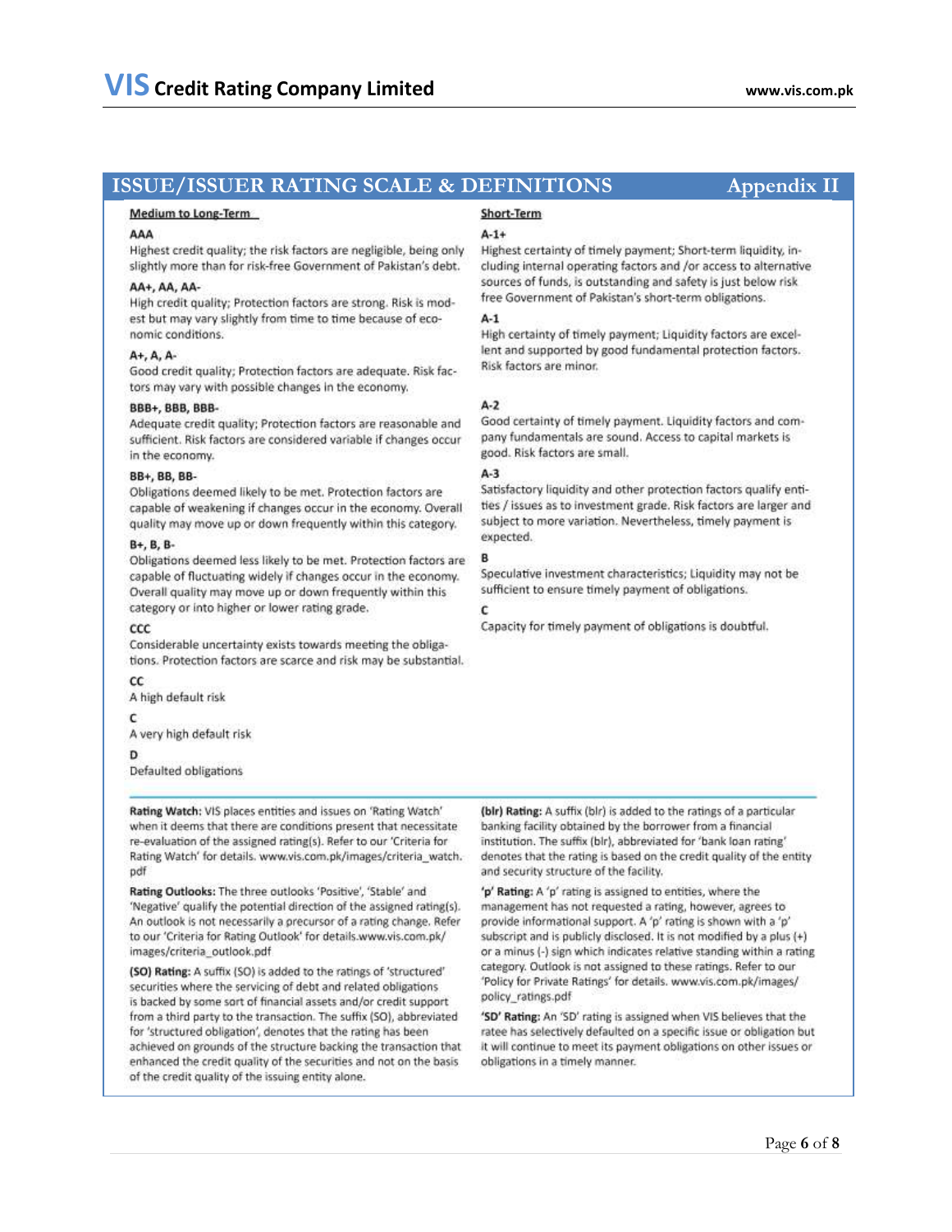## ISSUE/ISSUER RATING SCALE & DEFINITIONS — Appendix II

### Medium to Long-Term

**AAA**
Highest credit quality; the risk factors are negligible, being only slightly more than for risk-free Government of Pakistan's debt.

**AA+, AA, AA-**
High credit quality; Protection factors are strong. Risk is modest but may vary slightly from time to time because of economic conditions.

**A+, A, A-**
Good credit quality; Protection factors are adequate. Risk factors may vary with possible changes in the economy.

**BBB+, BBB, BBB-**
Adequate credit quality; Protection factors are reasonable and sufficient. Risk factors are considered variable if changes occur in the economy.

**BB+, BB, BB-**
Obligations deemed likely to be met. Protection factors are capable of weakening if changes occur in the economy. Overall quality may move up or down frequently within this category.

**B+, B, B-**
Obligations deemed less likely to be met. Protection factors are capable of fluctuating widely if changes occur in the economy. Overall quality may move up or down frequently within this category or into higher or lower rating grade.

**CCC**
Considerable uncertainty exists towards meeting the obligations. Protection factors are scarce and risk may be substantial.

**CC**
A high default risk

**C**
A very high default risk

**D**
Defaulted obligations

### Short-Term

**A-1+**
Highest certainty of timely payment; Short-term liquidity, including internal operating factors and /or access to alternative sources of funds, is outstanding and safety is just below risk free Government of Pakistan's short-term obligations.

**A-1**
High certainty of timely payment; Liquidity factors are excellent and supported by good fundamental protection factors. Risk factors are minor.

**A-2**
Good certainty of timely payment. Liquidity factors and company fundamentals are sound. Access to capital markets is good. Risk factors are small.

**A-3**
Satisfactory liquidity and other protection factors qualify entities / issues as to investment grade. Risk factors are larger and subject to more variation. Nevertheless, timely payment is expected.

**B**
Speculative investment characteristics; Liquidity may not be sufficient to ensure timely payment of obligations.

**C**
Capacity for timely payment of obligations is doubtful.

---

**Rating Watch:** VIS places entities and issues on 'Rating Watch' when it deems that there are conditions present that necessitate re-evaluation of the assigned rating(s). Refer to our 'Criteria for Rating Watch' for details. www.vis.com.pk/images/criteria_watch.pdf

**Rating Outlooks:** The three outlooks 'Positive', 'Stable' and 'Negative' qualify the potential direction of the assigned rating(s). An outlook is not necessarily a precursor of a rating change. Refer to our 'Criteria for Rating Outlook' for details.www.vis.com.pk/images/criteria_outlook.pdf

**(SO) Rating:** A suffix (SO) is added to the ratings of 'structured' securities where the servicing of debt and related obligations is backed by some sort of financial assets and/or credit support from a third party to the transaction. The suffix (SO), abbreviated for 'structured obligation', denotes that the rating has been achieved on grounds of the structure backing the transaction that enhanced the credit quality of the securities and not on the basis of the credit quality of the issuing entity alone.

**(blr) Rating:** A suffix (blr) is added to the ratings of a particular banking facility obtained by the borrower from a financial institution. The suffix (blr), abbreviated for 'bank loan rating' denotes that the rating is based on the credit quality of the entity and security structure of the facility.

**'p' Rating:** A 'p' rating is assigned to entities, where the management has not requested a rating, however, agrees to provide informational support. A 'p' rating is shown with a 'p' subscript and is publicly disclosed. It is not modified by a plus (+) or a minus (-) sign which indicates relative standing within a rating category. Outlook is not assigned to these ratings. Refer to our 'Policy for Private Ratings' for details. www.vis.com.pk/images/policy_ratings.pdf

**'SD' Rating:** An 'SD' rating is assigned when VIS believes that the ratee has selectively defaulted on a specific issue or obligation but it will continue to meet its payment obligations on other issues or obligations in a timely manner.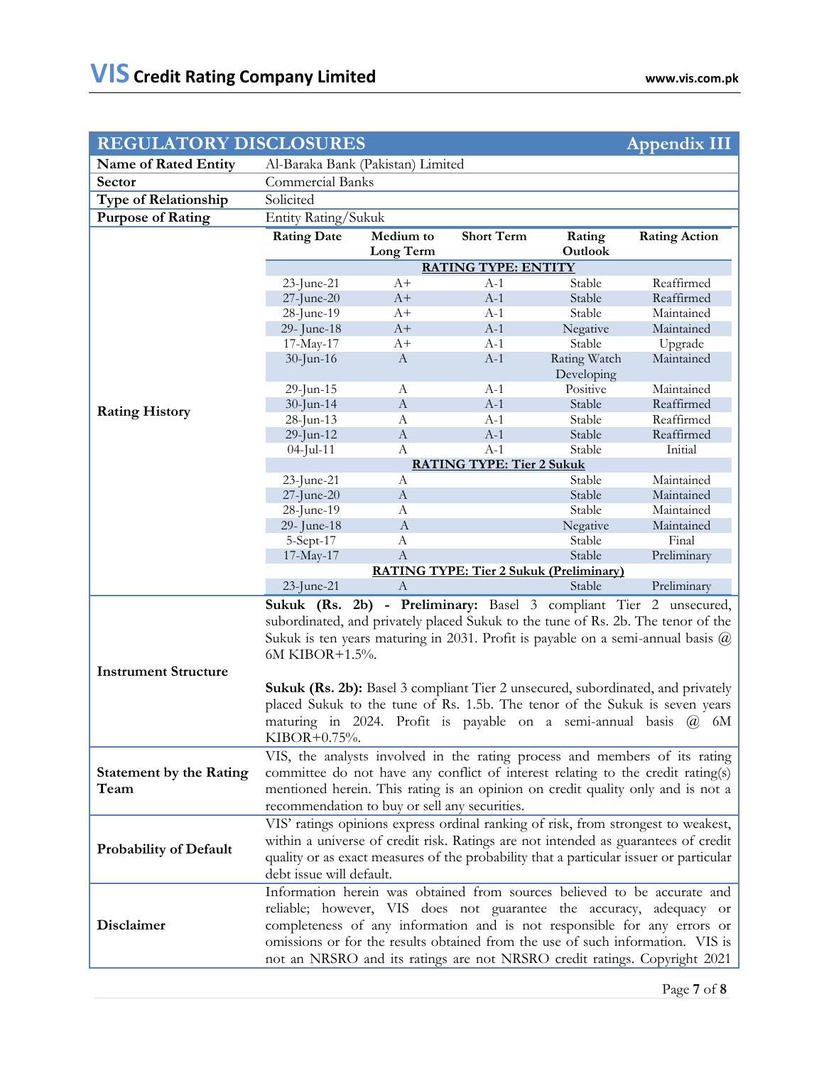## REGULATORY DISCLOSURES — Appendix III

| | |
|---|---|
| **Name of Rated Entity** | Al-Baraka Bank (Pakistan) Limited |
| **Sector** | Commercial Banks |
| **Type of Relationship** | Solicited |
| **Purpose of Rating** | Entity Rating/Sukuk |

**Rating History**

| Rating Date | Medium to Long Term | Short Term | Rating Outlook | Rating Action |
|---|---|---|---|---|
| | | **RATING TYPE: ENTITY** | | |
| 23-June-21 | A+ | A-1 | Stable | Reaffirmed |
| 27-June-20 | A+ | A-1 | Stable | Reaffirmed |
| 28-June-19 | A+ | A-1 | Stable | Maintained |
| 29- June-18 | A+ | A-1 | Negative | Maintained |
| 17-May-17 | A+ | A-1 | Stable | Upgrade |
| 30-Jun-16 | A | A-1 | Rating Watch Developing | Maintained |
| 29-Jun-15 | A | A-1 | Positive | Maintained |
| 30-Jun-14 | A | A-1 | Stable | Reaffirmed |
| 28-Jun-13 | A | A-1 | Stable | Reaffirmed |
| 29-Jun-12 | A | A-1 | Stable | Reaffirmed |
| 04-Jul-11 | A | A-1 | Stable | Initial |
| | | **RATING TYPE: Tier 2 Sukuk** | | |
| 23-June-21 | A | | Stable | Maintained |
| 27-June-20 | A | | Stable | Maintained |
| 28-June-19 | A | | Stable | Maintained |
| 29- June-18 | A | | Negative | Maintained |
| 5-Sept-17 | A | | Stable | Final |
| 17-May-17 | A | | Stable | Preliminary |
| | | **RATING TYPE: Tier 2 Sukuk (Preliminary)** | | |
| 23-June-21 | A | | Stable | Preliminary |

**Instrument Structure**

**Sukuk (Rs. 2b) - Preliminary:** Basel 3 compliant Tier 2 unsecured, subordinated, and privately placed Sukuk to the tune of Rs. 2b. The tenor of the Sukuk is ten years maturing in 2031. Profit is payable on a semi-annual basis @ 6M KIBOR+1.5%.

**Sukuk (Rs. 2b):** Basel 3 compliant Tier 2 unsecured, subordinated, and privately placed Sukuk to the tune of Rs. 1.5b. The tenor of the Sukuk is seven years maturing in 2024. Profit is payable on a semi-annual basis @ 6M KIBOR+0.75%.

**Statement by the Rating Team**

VIS, the analysts involved in the rating process and members of its rating committee do not have any conflict of interest relating to the credit rating(s) mentioned herein. This rating is an opinion on credit quality only and is not a recommendation to buy or sell any securities.

**Probability of Default**

VIS' ratings opinions express ordinal ranking of risk, from strongest to weakest, within a universe of credit risk. Ratings are not intended as guarantees of credit quality or as exact measures of the probability that a particular issuer or particular debt issue will default.

**Disclaimer**

Information herein was obtained from sources believed to be accurate and reliable; however, VIS does not guarantee the accuracy, adequacy or completeness of any information and is not responsible for any errors or omissions or for the results obtained from the use of such information. VIS is not an NRSRO and its ratings are not NRSRO credit ratings. Copyright 2021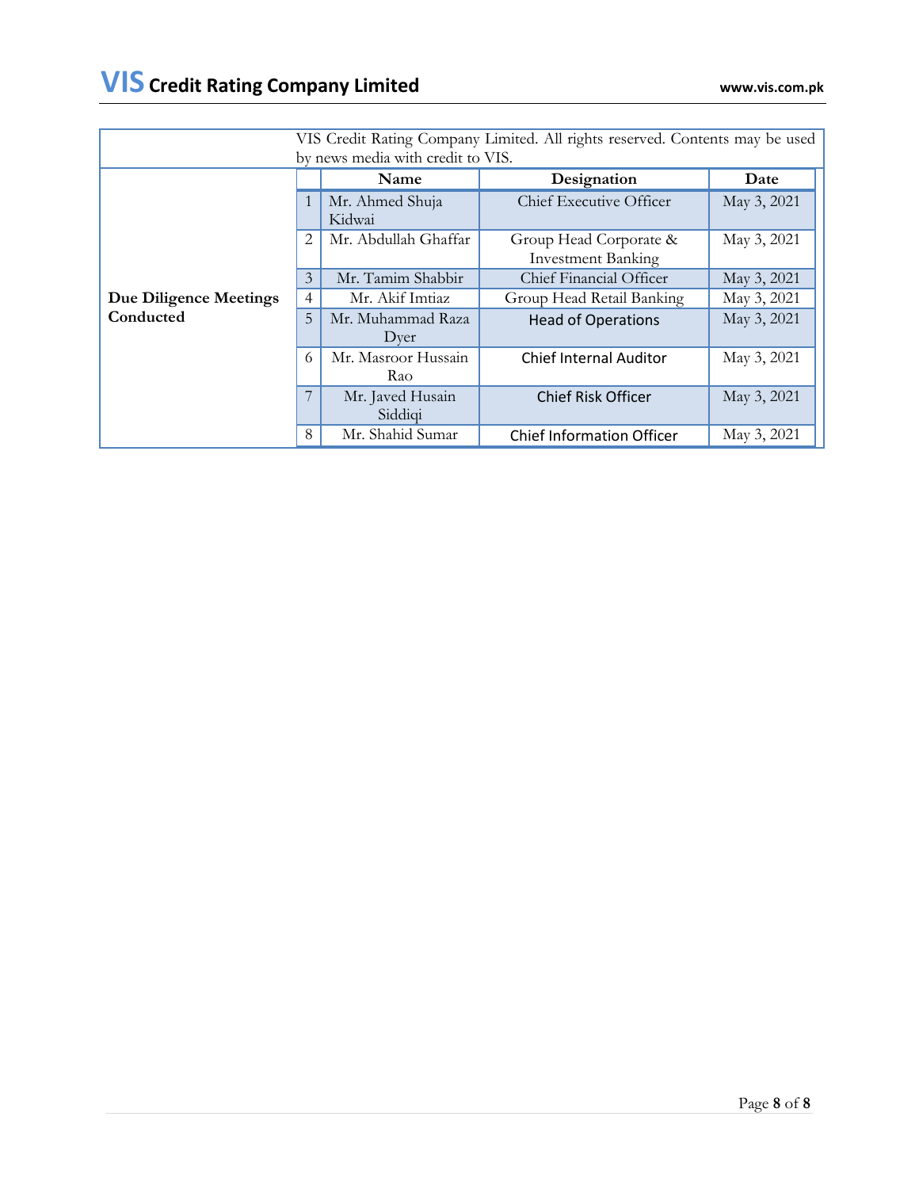VIS Credit Rating Company Limited. All rights reserved. Contents may be used by news media with credit to VIS.

**Due Diligence Meetings Conducted**

| | Name | Designation | Date |
|---|---|---|---|
| 1 | Mr. Ahmed Shuja Kidwai | Chief Executive Officer | May 3, 2021 |
| 2 | Mr. Abdullah Ghaffar | Group Head Corporate & Investment Banking | May 3, 2021 |
| 3 | Mr. Tamim Shabbir | Chief Financial Officer | May 3, 2021 |
| 4 | Mr. Akif Imtiaz | Group Head Retail Banking | May 3, 2021 |
| 5 | Mr. Muhammad Raza Dyer | Head of Operations | May 3, 2021 |
| 6 | Mr. Masroor Hussain Rao | Chief Internal Auditor | May 3, 2021 |
| 7 | Mr. Javed Husain Siddiqi | Chief Risk Officer | May 3, 2021 |
| 8 | Mr. Shahid Sumar | Chief Information Officer | May 3, 2021 |